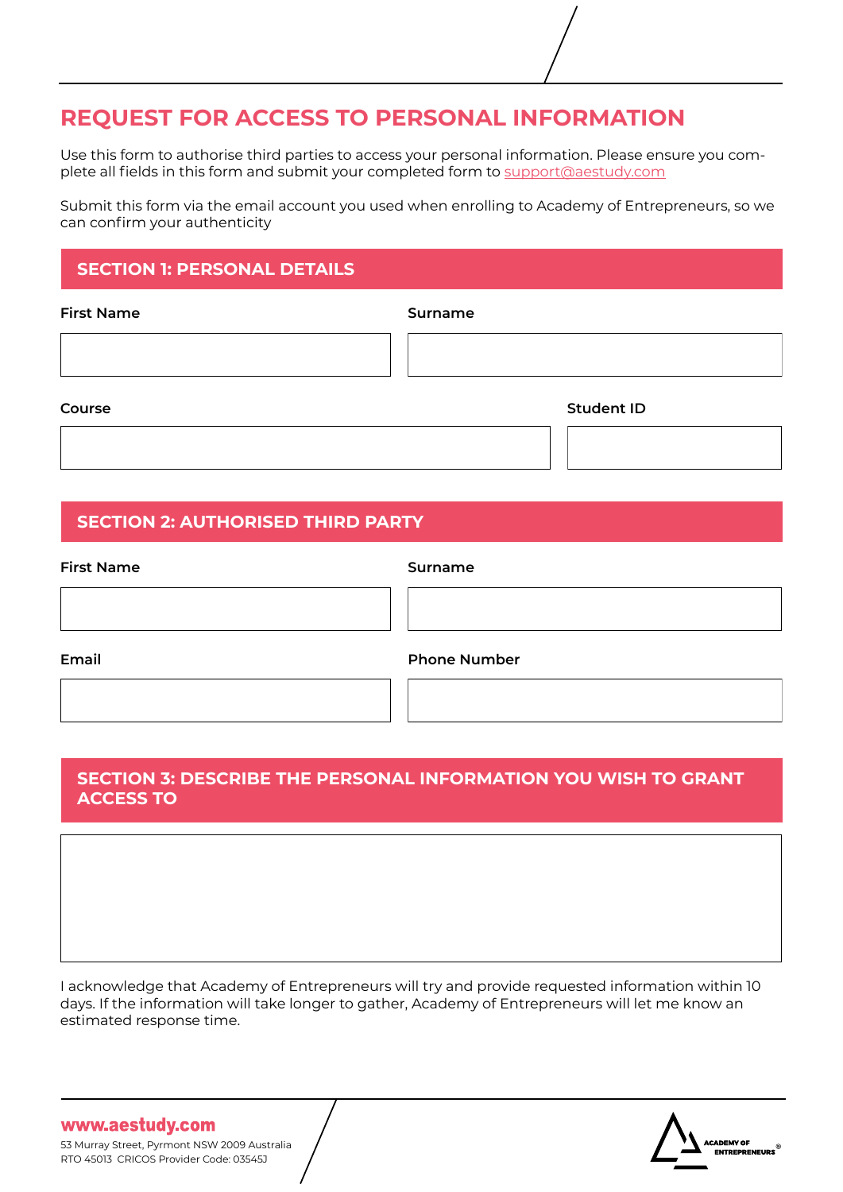# REQUEST FOR ACCESS TO PERSONAL INFORMATION

Use this form to authorise third parties to access your personal information. Please ensure you complete all fields in this form and submit your completed form to support@aestudy.com

Submit this form via the email account you used when enrolling to Academy of Entrepreneurs, so we can confirm your authenticity

## SECTION 1: PERSONAL DETAILS

**First Name**

**Surname**

**Course**

**Student ID**

## SECTION 2: AUTHORISED THIRD PARTY

**First Name**

**Surname**

**Email**

**Phone Number**

## SECTION 3: DESCRIBE THE PERSONAL INFORMATION YOU WISH TO GRANT ACCESS TO

I acknowledge that Academy of Entrepreneurs will try and provide requested information within 10 days. If the information will take longer to gather, Academy of Entrepreneurs will let me know an estimated response time.

www.aestudy.com
53 Murray Street, Pyrmont NSW 2009 Australia
RTO 45013 CRICOS Provider Code: 03545J

ACADEMY OF ENTREPRENEURS®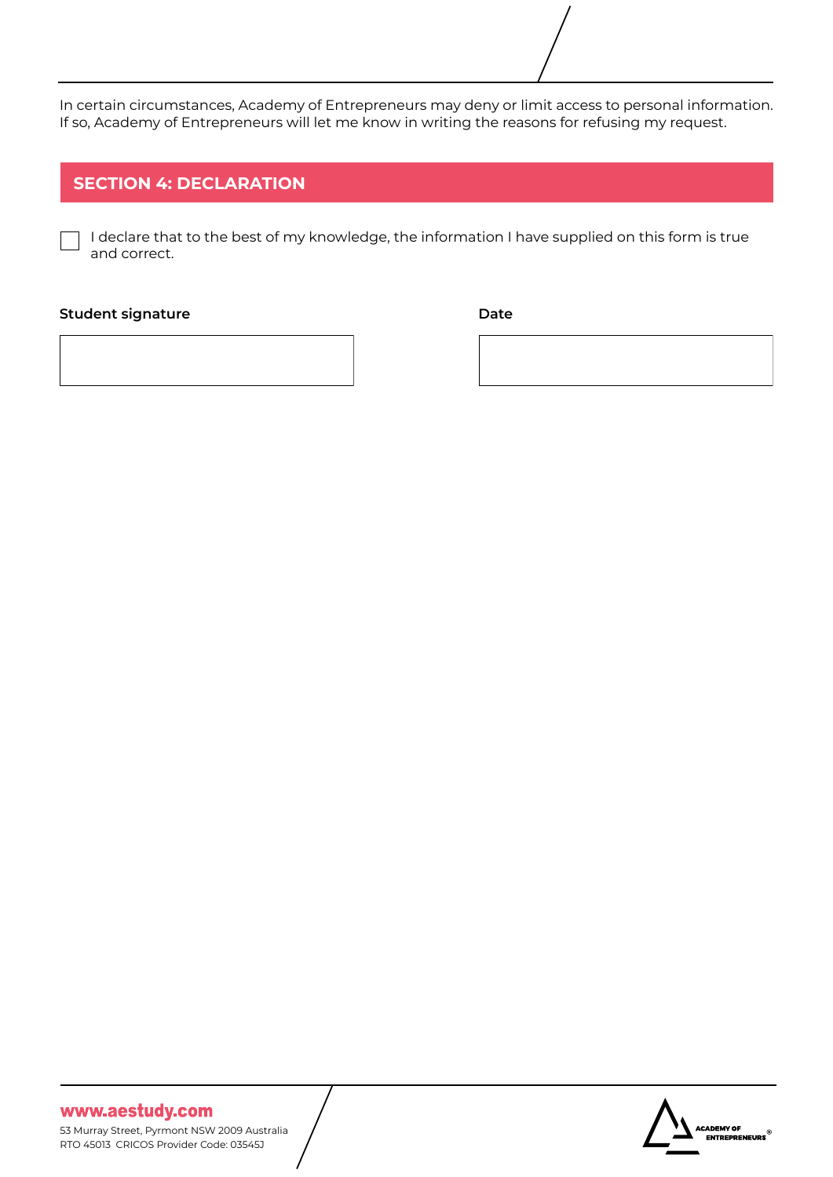In certain circumstances, Academy of Entrepreneurs may deny or limit access to personal information. If so, Academy of Entrepreneurs will let me know in writing the reasons for refusing my request.

## SECTION 4: DECLARATION

☐ I declare that to the best of my knowledge, the information I have supplied on this form is true and correct.

**Student signature**

**Date**